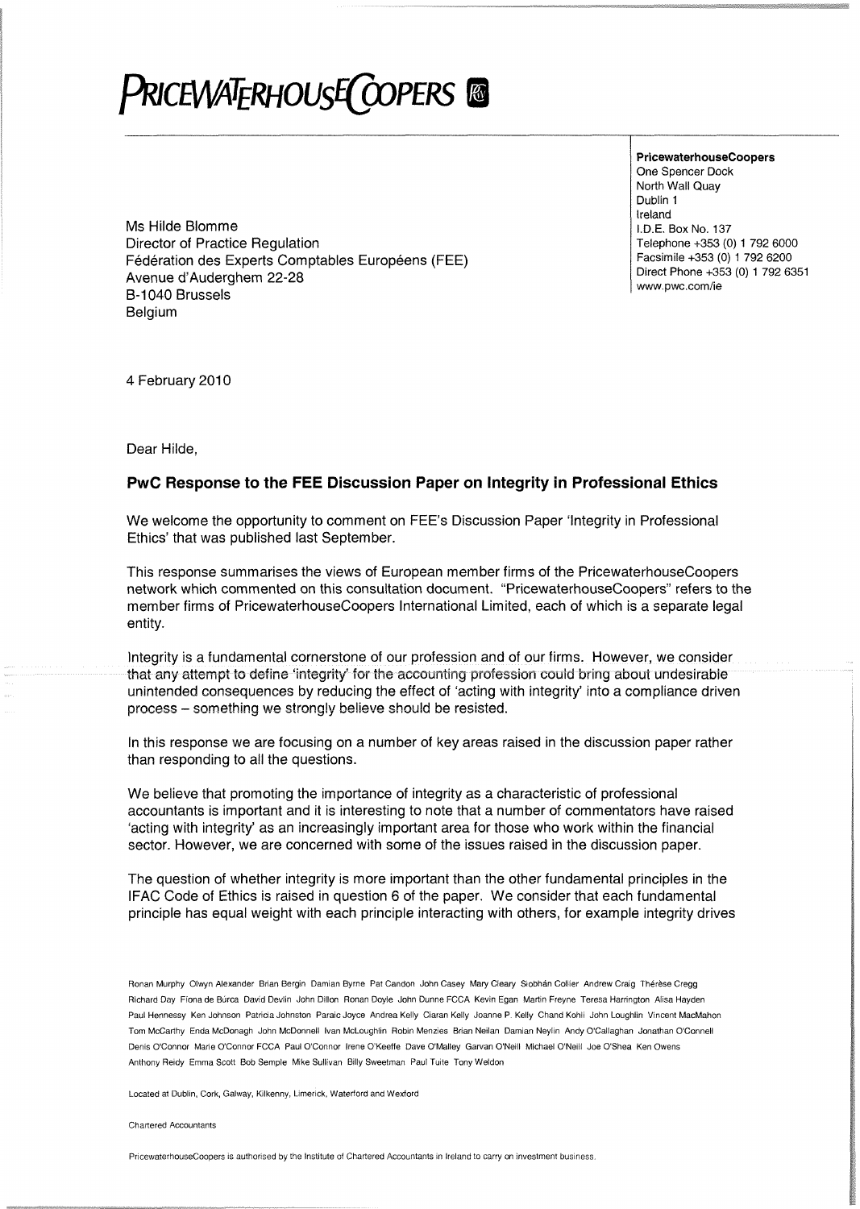# PRICEWATERHOUSECOOPERS

**PricewaterhouseCoopers**
One Spencer Dock
North Wall Quay
Dublin 1
Ireland
I.D.E. Box No. 137
Telephone +353 (0) 1 792 6000
Facsimile +353 (0) 1 792 6200
Direct Phone +353 (0) 1 792 6351
www.pwc.com/ie

Ms Hilde Blomme
Director of Practice Regulation
Fédération des Experts Comptables Européens (FEE)
Avenue d'Auderghem 22-28
B-1040 Brussels
Belgium

4 February 2010

Dear Hilde,

## PwC Response to the FEE Discussion Paper on Integrity in Professional Ethics

We welcome the opportunity to comment on FEE's Discussion Paper 'Integrity in Professional Ethics' that was published last September.

This response summarises the views of European member firms of the PricewaterhouseCoopers network which commented on this consultation document. "PricewaterhouseCoopers" refers to the member firms of PricewaterhouseCoopers International Limited, each of which is a separate legal entity.

Integrity is a fundamental cornerstone of our profession and of our firms. However, we consider that any attempt to define 'integrity' for the accounting profession could bring about undesirable unintended consequences by reducing the effect of 'acting with integrity' into a compliance driven process – something we strongly believe should be resisted.

In this response we are focusing on a number of key areas raised in the discussion paper rather than responding to all the questions.

We believe that promoting the importance of integrity as a characteristic of professional accountants is important and it is interesting to note that a number of commentators have raised 'acting with integrity' as an increasingly important area for those who work within the financial sector. However, we are concerned with some of the issues raised in the discussion paper.

The question of whether integrity is more important than the other fundamental principles in the IFAC Code of Ethics is raised in question 6 of the paper. We consider that each fundamental principle has equal weight with each principle interacting with others, for example integrity drives

Ronan Murphy Olwyn Alexander Brian Bergin Damian Byrne Pat Candon John Casey Mary Cleary Siobhán Collier Andrew Craig Thérèse Cregg Richard Day Fiona de Búrca David Devlin John Dillon Ronan Doyle John Dunne FCCA Kevin Egan Martin Freyne Teresa Harrington Alisa Hayden Paul Hennessy Ken Johnson Patricia Johnston Paraic Joyce Andrea Kelly Ciaran Kelly Joanne P. Kelly Chand Kohli John Loughlin Vincent MacMahon Tom McCarthy Enda McDonagh John McDonnell Ivan McLoughlin Robin Menzies Brian Neilan Damian Neylin Andy O'Callaghan Jonathan O'Connell Denis O'Connor Marie O'Connor FCCA Paul O'Connor Irene O'Keeffe Dave O'Malley Garvan O'Neill Michael O'Neill Joe O'Shea Ken Owens Anthony Reidy Emma Scott Bob Semple Mike Sullivan Billy Sweetman Paul Tuite Tony Weldon

Located at Dublin, Cork, Galway, Kilkenny, Limerick, Waterford and Wexford

Chartered Accountants

PricewaterhouseCoopers is authorised by the Institute of Chartered Accountants in Ireland to carry on investment business.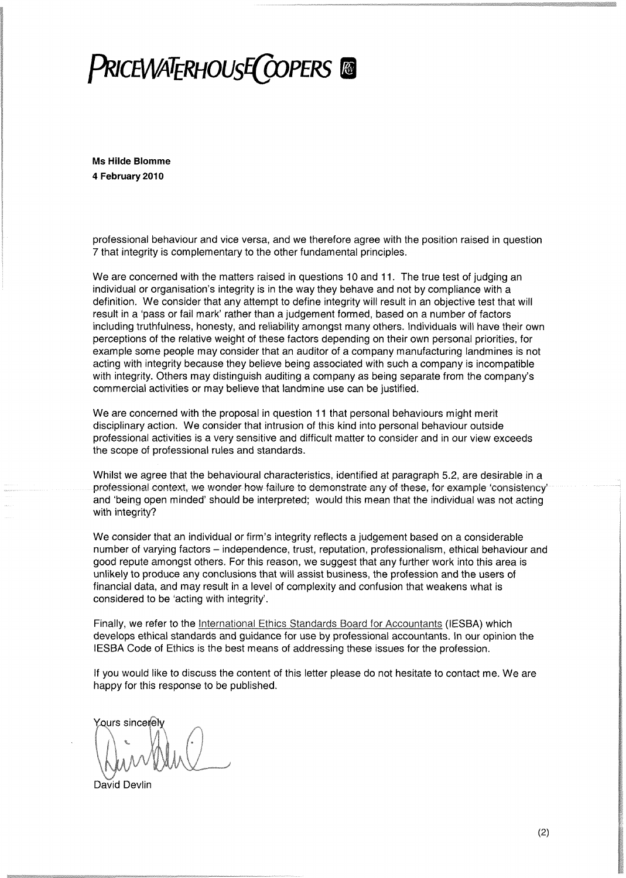**PRICEWATERHOUSECOOPERS**

**Ms Hilde Blomme**
**4 February 2010**

professional behaviour and vice versa, and we therefore agree with the position raised in question 7 that integrity is complementary to the other fundamental principles.

We are concerned with the matters raised in questions 10 and 11. The true test of judging an individual or organisation's integrity is in the way they behave and not by compliance with a definition. We consider that any attempt to define integrity will result in an objective test that will result in a 'pass or fail mark' rather than a judgement formed, based on a number of factors including truthfulness, honesty, and reliability amongst many others. Individuals will have their own perceptions of the relative weight of these factors depending on their own personal priorities, for example some people may consider that an auditor of a company manufacturing landmines is not acting with integrity because they believe being associated with such a company is incompatible with integrity. Others may distinguish auditing a company as being separate from the company's commercial activities or may believe that landmine use can be justified.

We are concerned with the proposal in question 11 that personal behaviours might merit disciplinary action. We consider that intrusion of this kind into personal behaviour outside professional activities is a very sensitive and difficult matter to consider and in our view exceeds the scope of professional rules and standards.

Whilst we agree that the behavioural characteristics, identified at paragraph 5.2, are desirable in a professional context, we wonder how failure to demonstrate any of these, for example 'consistency' and 'being open minded' should be interpreted; would this mean that the individual was not acting with integrity?

We consider that an individual or firm's integrity reflects a judgement based on a considerable number of varying factors – independence, trust, reputation, professionalism, ethical behaviour and good repute amongst others. For this reason, we suggest that any further work into this area is unlikely to produce any conclusions that will assist business, the profession and the users of financial data, and may result in a level of complexity and confusion that weakens what is considered to be 'acting with integrity'.

Finally, we refer to the International Ethics Standards Board for Accountants (IESBA) which develops ethical standards and guidance for use by professional accountants. In our opinion the IESBA Code of Ethics is the best means of addressing these issues for the profession.

If you would like to discuss the content of this letter please do not hesitate to contact me. We are happy for this response to be published.

Yours sincerely

David Devlin